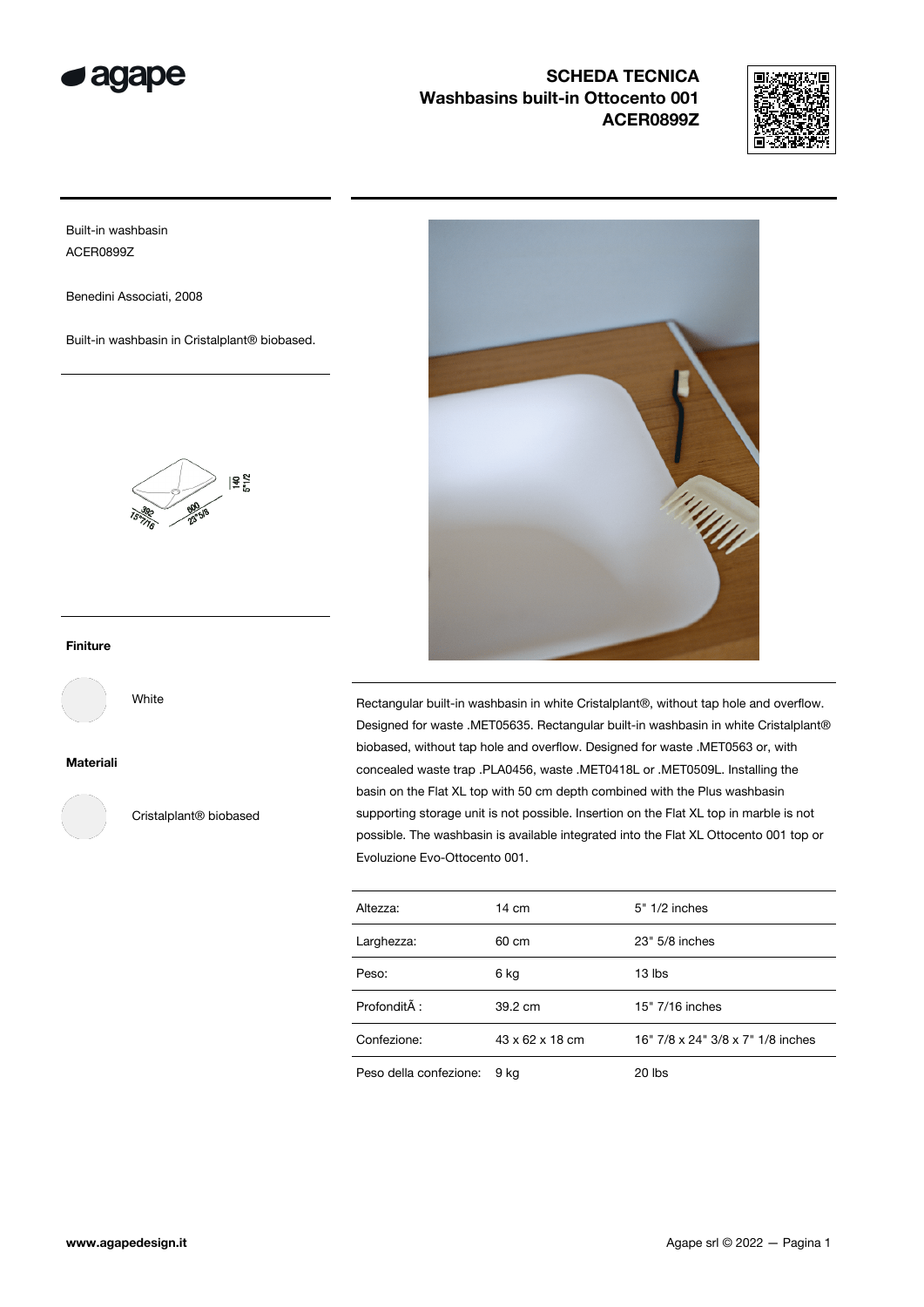# SCHEDA TECNICA
## Washbasins built-in Ottocento 001
## ACER0899Z

Built-in washbasin
ACER0899Z

Benedini Associati, 2008

Built-in washbasin in Cristalplant® biobased.

392
15"7/16

600
23"5/8

140
5"1/2

### Finiture

White

### Materiali

Cristalplant® biobased

Rectangular built-in washbasin in white Cristalplant®, without tap hole and overflow. Designed for waste .MET05635. Rectangular built-in washbasin in white Cristalplant® biobased, without tap hole and overflow. Designed for waste .MET0563 or, with concealed waste trap .PLA0456, waste .MET0418L or .MET0509L. Installing the basin on the Flat XL top with 50 cm depth combined with the Plus washbasin supporting storage unit is not possible. Insertion on the Flat XL top in marble is not possible. The washbasin is available integrated into the Flat XL Ottocento 001 top or Evoluzione Evo-Ottocento 001.

| | | |
|---|---|---|
| Altezza: | 14 cm | 5" 1/2 inches |
| Larghezza: | 60 cm | 23" 5/8 inches |
| Peso: | 6 kg | 13 lbs |
| ProfonditÃ : | 39.2 cm | 15" 7/16 inches |
| Confezione: | 43 x 62 x 18 cm | 16" 7/8 x 24" 3/8 x 7" 1/8 inches |
| Peso della confezione: | 9 kg | 20 lbs |

www.agapedesign.it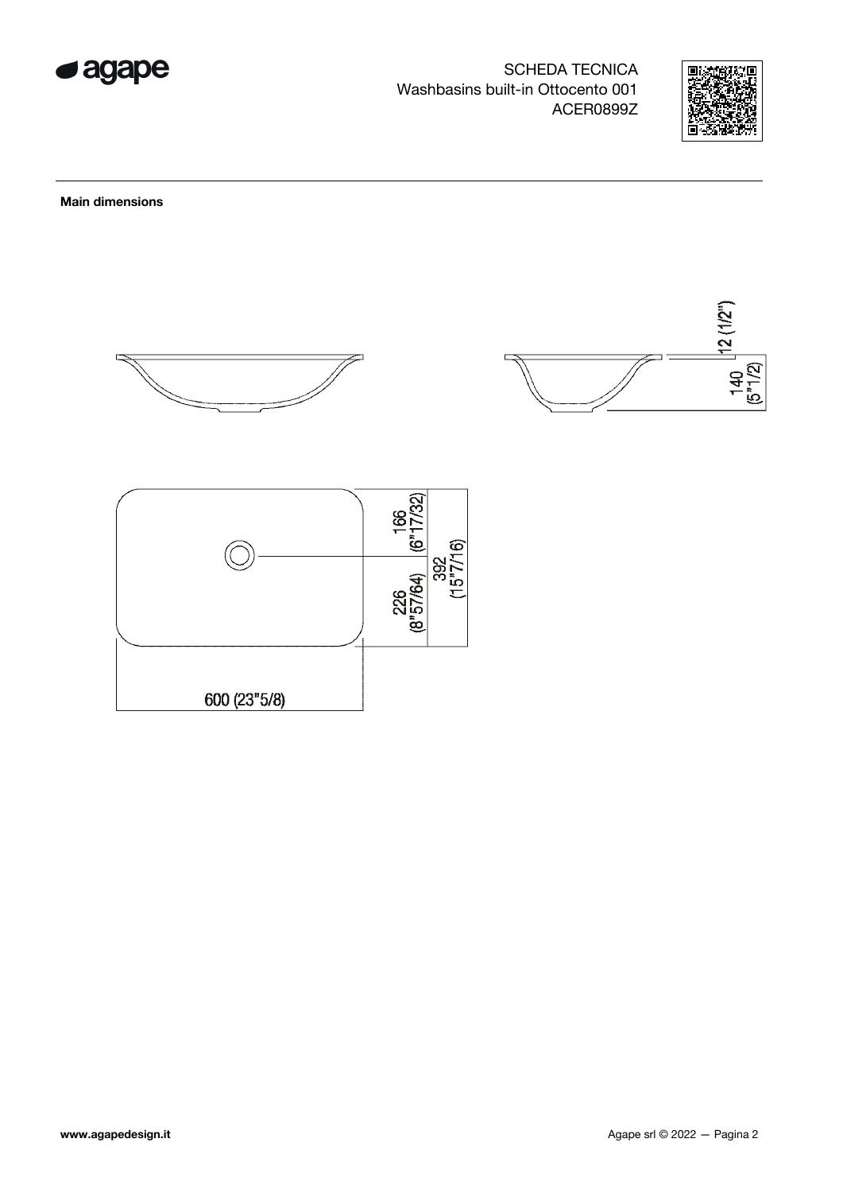SCHEDA TECNICA
Washbasins built-in Ottocento 001
ACER0899Z

**Main dimensions**

12 (1/2")

140 (5"1/2)

166 (6"17/32)

392 (15"7/16)

226 (8"57/64)

600 (23"5/8)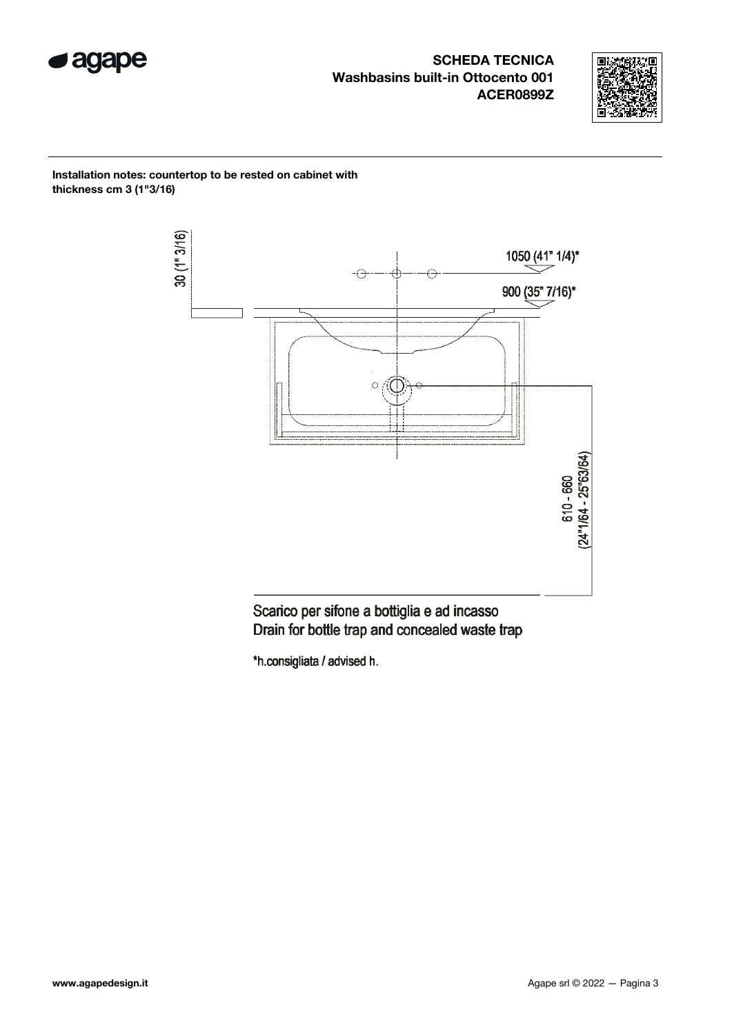**SCHEDA TECNICA**
**Washbasins built-in Ottocento 001**
**ACER0899Z**

**Installation notes: countertop to be rested on cabinet with thickness cm 3 (1"3/16)**

30 (1" 3/16)

1050 (41" 1/4)*

900 (35" 7/16)*

610 - 660
(24"1/64 - 25"63/64)

Scarico per sifone a bottiglia e ad incasso
Drain for bottle trap and concealed waste trap

*h.consigliata / advised h.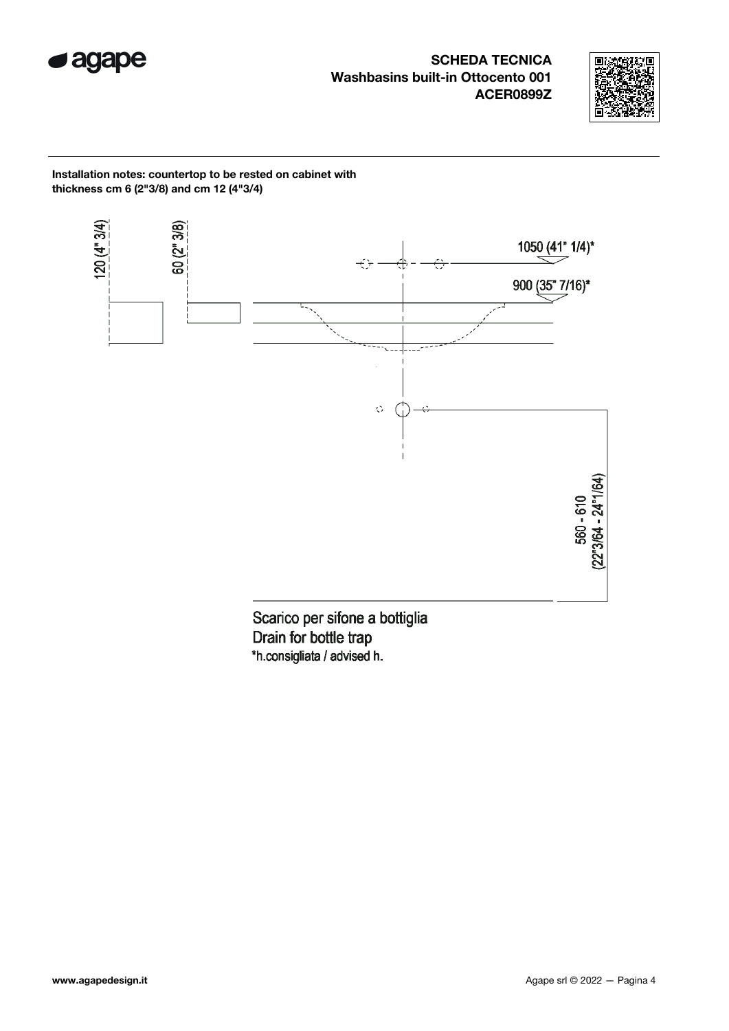**SCHEDA TECNICA**
**Washbasins built-in Ottocento 001**
**ACER0899Z**

**Installation notes: countertop to be rested on cabinet with thickness cm 6 (2"3/8) and cm 12 (4"3/4)**

120 (4" 3/4)

60 (2" 3/8)

1050 (41" 1/4)*

900 (35" 7/16)*

560 - 610
(22"3/64 - 24"1/64)

Scarico per sifone a bottiglia
Drain for bottle trap
*h.consigliata / advised h.

www.agapedesign.it

Agape srl © 2022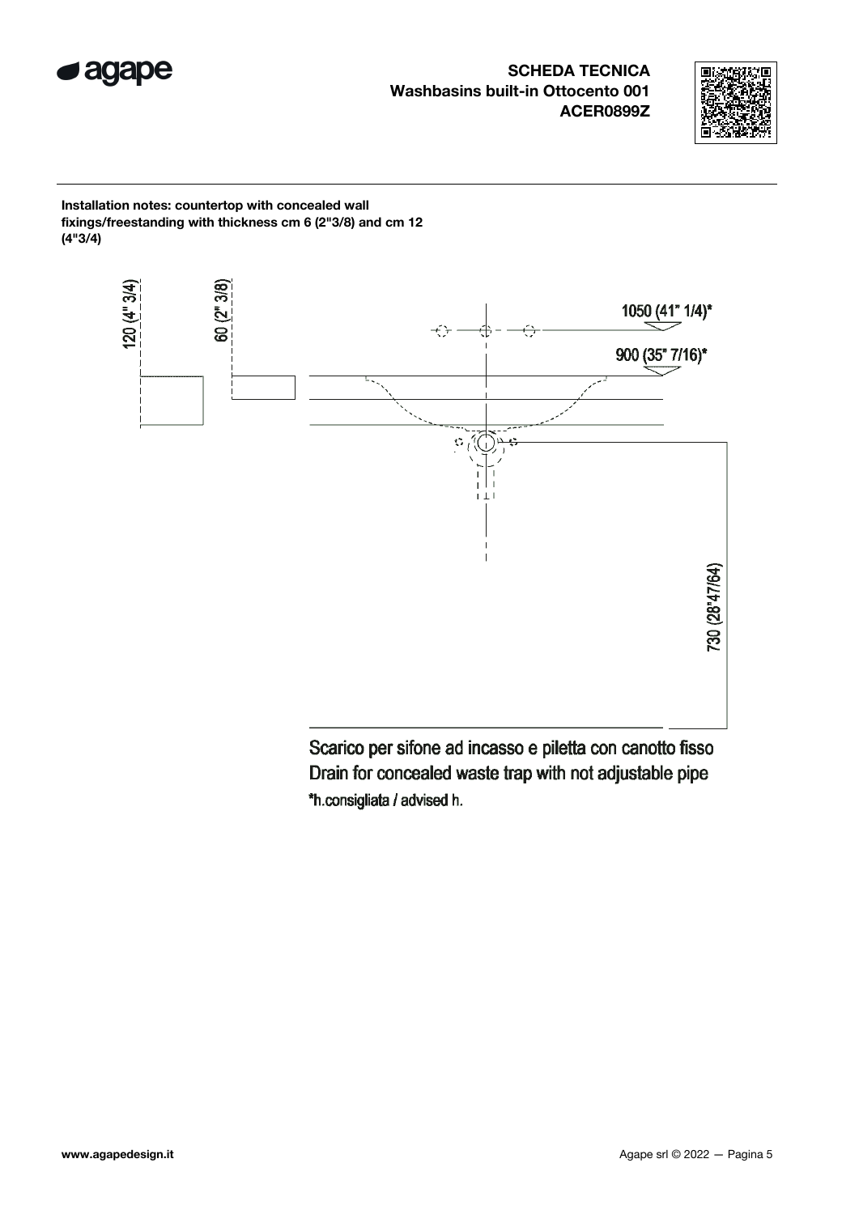**SCHEDA TECNICA**
**Washbasins built-in Ottocento 001**
**ACER0899Z**

**Installation notes: countertop with concealed wall fixings/freestanding with thickness cm 6 (2"3/8) and cm 12 (4"3/4)**

120 (4" 3/4)

60 (2" 3/8)

1050 (41" 1/4)*

900 (35" 7/16)*

730 (28"47/64)

Scarico per sifone ad incasso e piletta con canotto fisso
Drain for concealed waste trap with not adjustable pipe
*h.consigliata / advised h.

www.agapedesign.it

Agape srl © 2022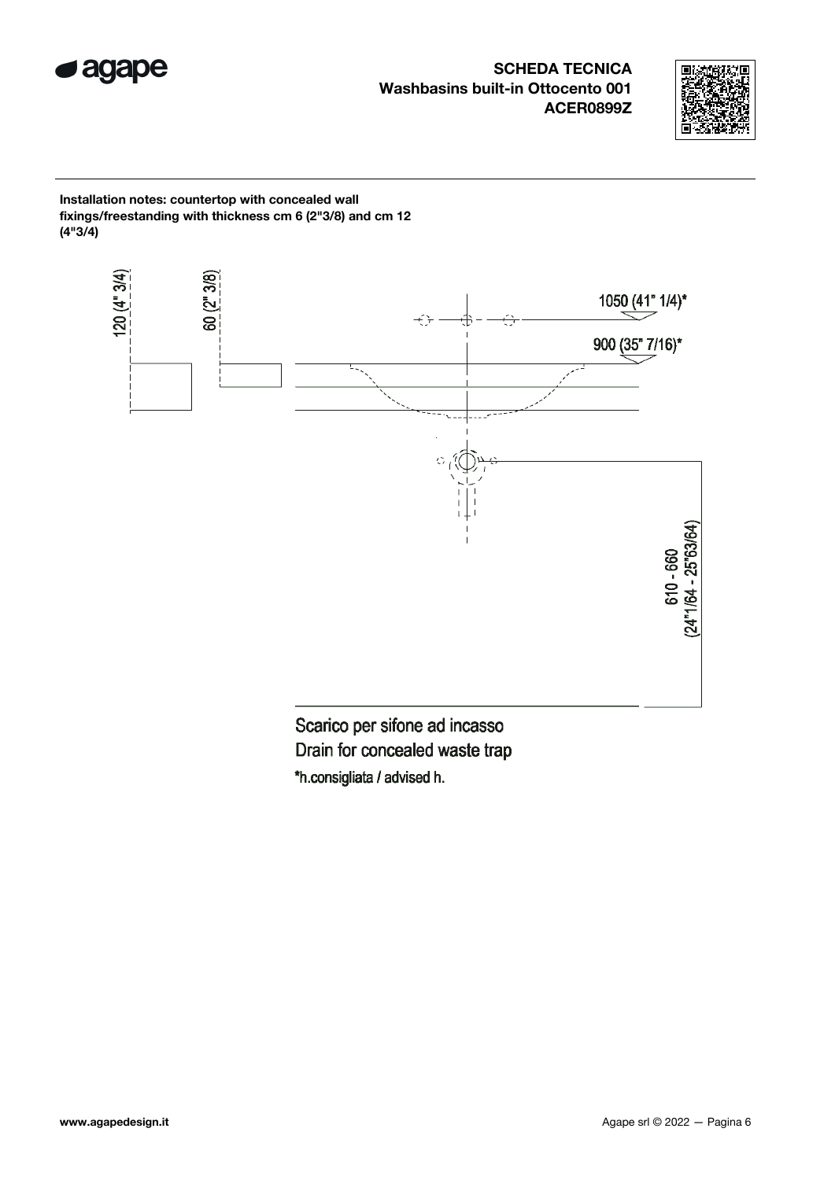**SCHEDA TECNICA**
**Washbasins built-in Ottocento 001**
**ACER0899Z**

**Installation notes: countertop with concealed wall fixings/freestanding with thickness cm 6 (2"3/8) and cm 12 (4"3/4)**

120 (4" 3/4)

60 (2" 3/8)

1050 (41" 1/4)*

900 (35" 7/16)*

610 - 660
(24"1/64 - 25"63/64)

Scarico per sifone ad incasso
Drain for concealed waste trap
*h.consigliata / advised h.

www.agapedesign.it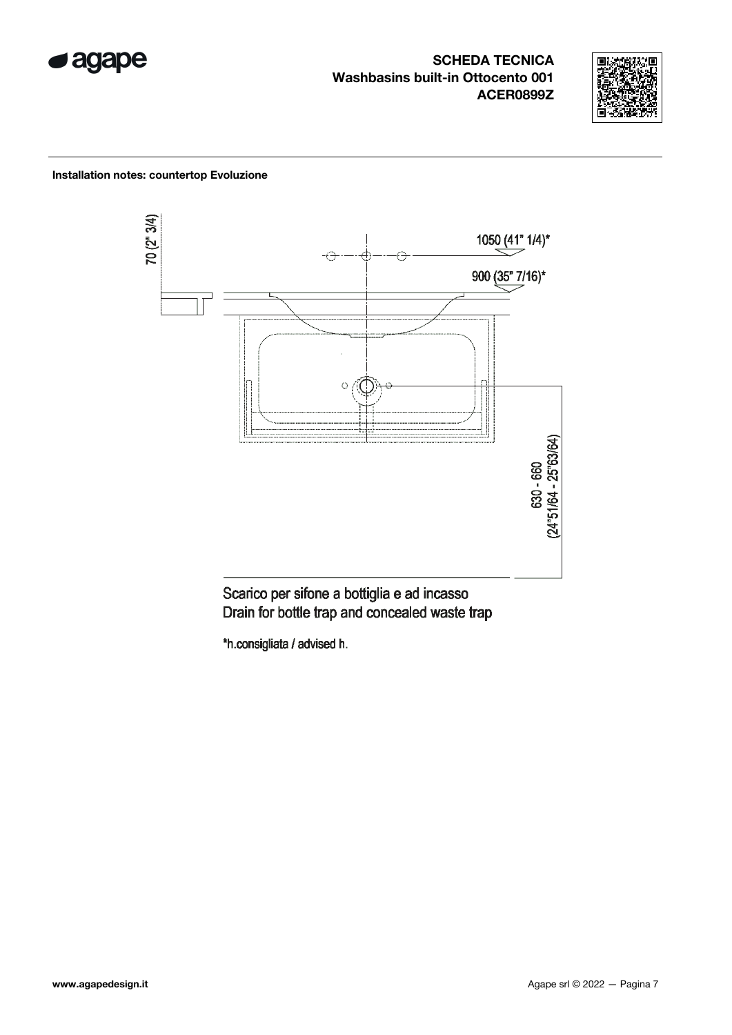**SCHEDA TECNICA**
**Washbasins built-in Ottocento 001**
**ACER0899Z**

**Installation notes: countertop Evoluzione**

70 (2" 3/4)

1050 (41" 1/4)*

900 (35" 7/16)*

630 - 660
(24"51/64 - 25"63/64)

Scarico per sifone a bottiglia e ad incasso
Drain for bottle trap and concealed waste trap

*h.consigliata / advised h.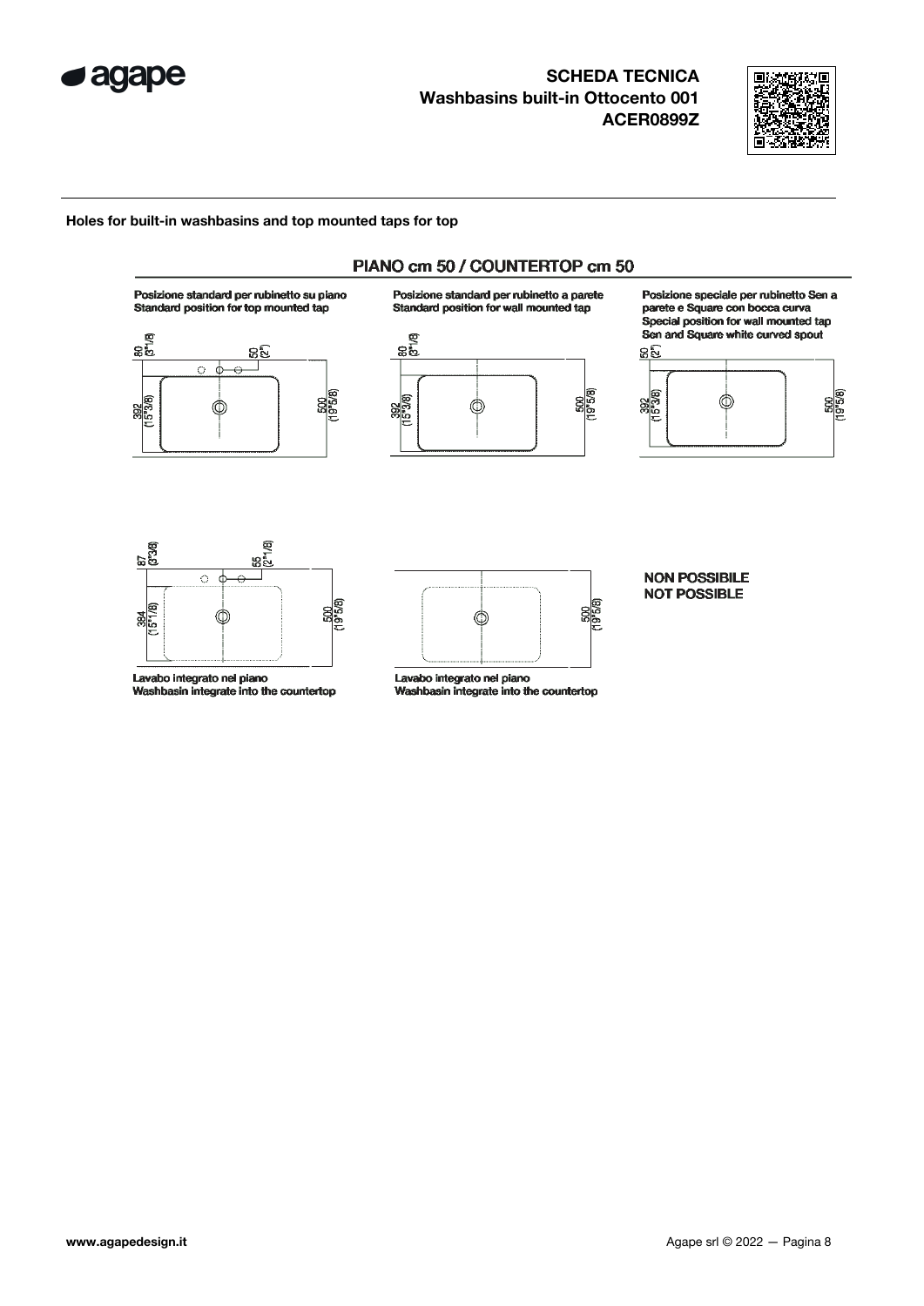**SCHEDA TECNICA**
**Washbasins built-in Ottocento 001**
**ACER0899Z**

**Holes for built-in washbasins and top mounted taps for top**

## PIANO cm 50 / COUNTERTOP cm 50

Posizione standard per rubinetto su piano
Standard position for top mounted tap

80 (3"1/8)
50 (2")
392 (15"3/8)
500 (19"5/8)

Posizione standard per rubinetto a parete
Standard position for wall mounted tap

80 (3"1/8)
392 (15"3/8)
500 (19"5/8)

Posizione speciale per rubinetto Sen a parete e Square con bocca curva
Special position for wall mounted tap Sen and Square white curved spout

50 (2")
392 (15"3/8)
500 (19"5/8)

87 (3"3/8)
55 (2"1/8)
384 (15"1/8)
500 (19"5/8)

Lavabo integrato nel piano
Washbasin integrate into the countertop

500 (19"5/8)

Lavabo integrato nel piano
Washbasin integrate into the countertop

NON POSSIBILE
NOT POSSIBLE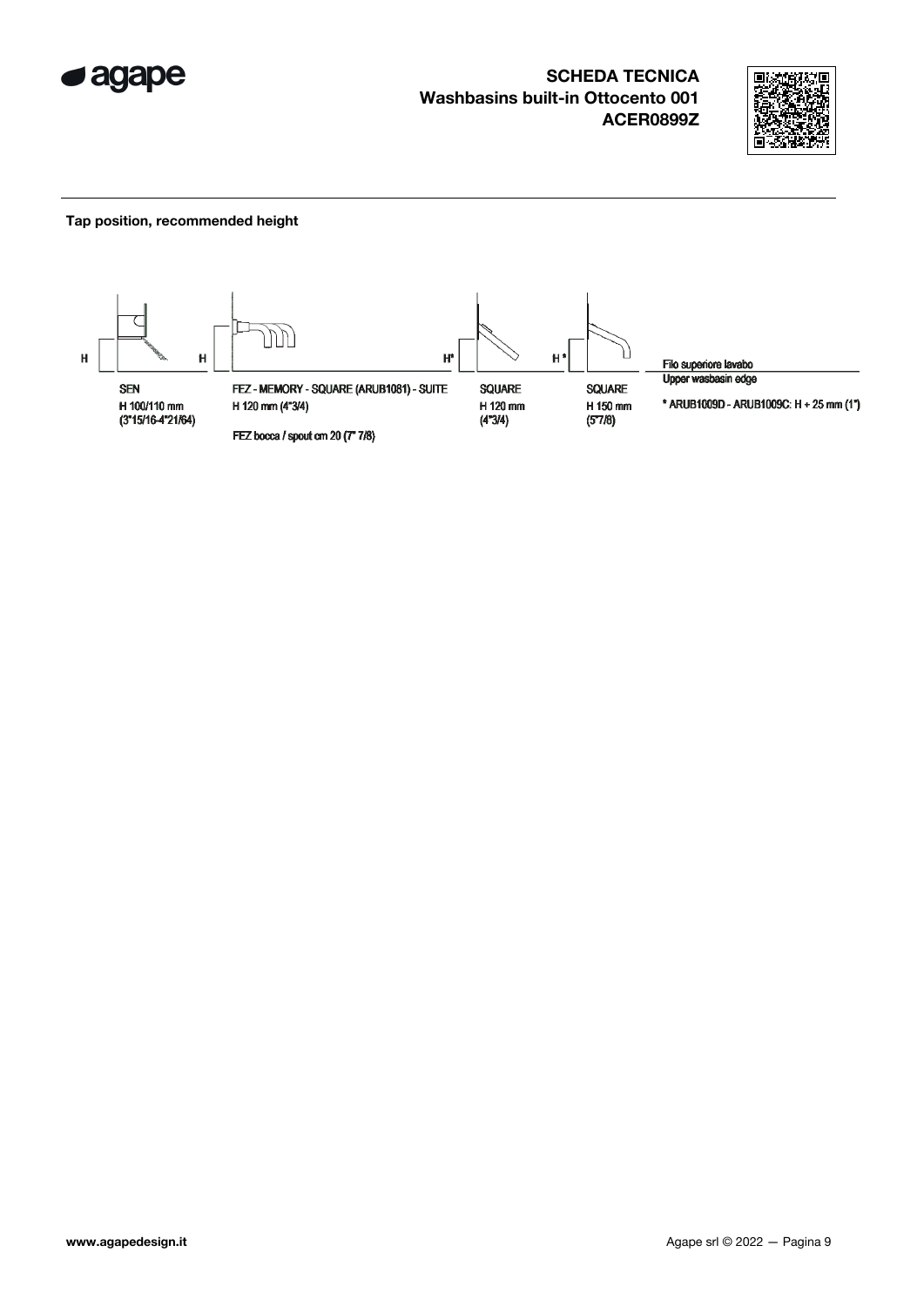**SCHEDA TECNICA**
**Washbasins built-in Ottocento 001**
**ACER0899Z**

## Tap position, recommended height

H H H* H*

SEN
H 100/110 mm
(3"15/16-4"21/64)

FEZ - MEMORY - SQUARE (ARUB1081) - SUITE
H 120 mm (4"3/4)

FEZ bocca / spout cm 20 (7" 7/8)

SQUARE
H 120 mm
(4"3/4)

SQUARE
H 150 mm
(5"7/8)

Filo superiore lavabo
Upper wasbasin edge

* ARUB1009D - ARUB1009C: H + 25 mm (1")

www.agapedesign.it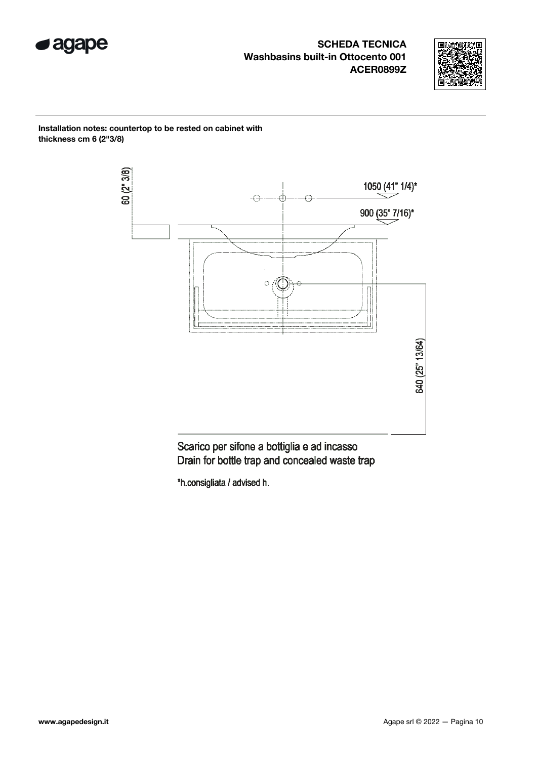**SCHEDA TECNICA**
**Washbasins built-in Ottocento 001**
**ACER0899Z**

**Installation notes: countertop to be rested on cabinet with thickness cm 6 (2"3/8)**

60 (2" 3/8)

1050 (41" 1/4)*

900 (35" 7/16)*

640 (25" 13/64)

Scarico per sifone a bottiglia e ad incasso
Drain for bottle trap and concealed waste trap

*h.consigliata / advised h.

**www.agapedesign.it**

Agape srl © 2022